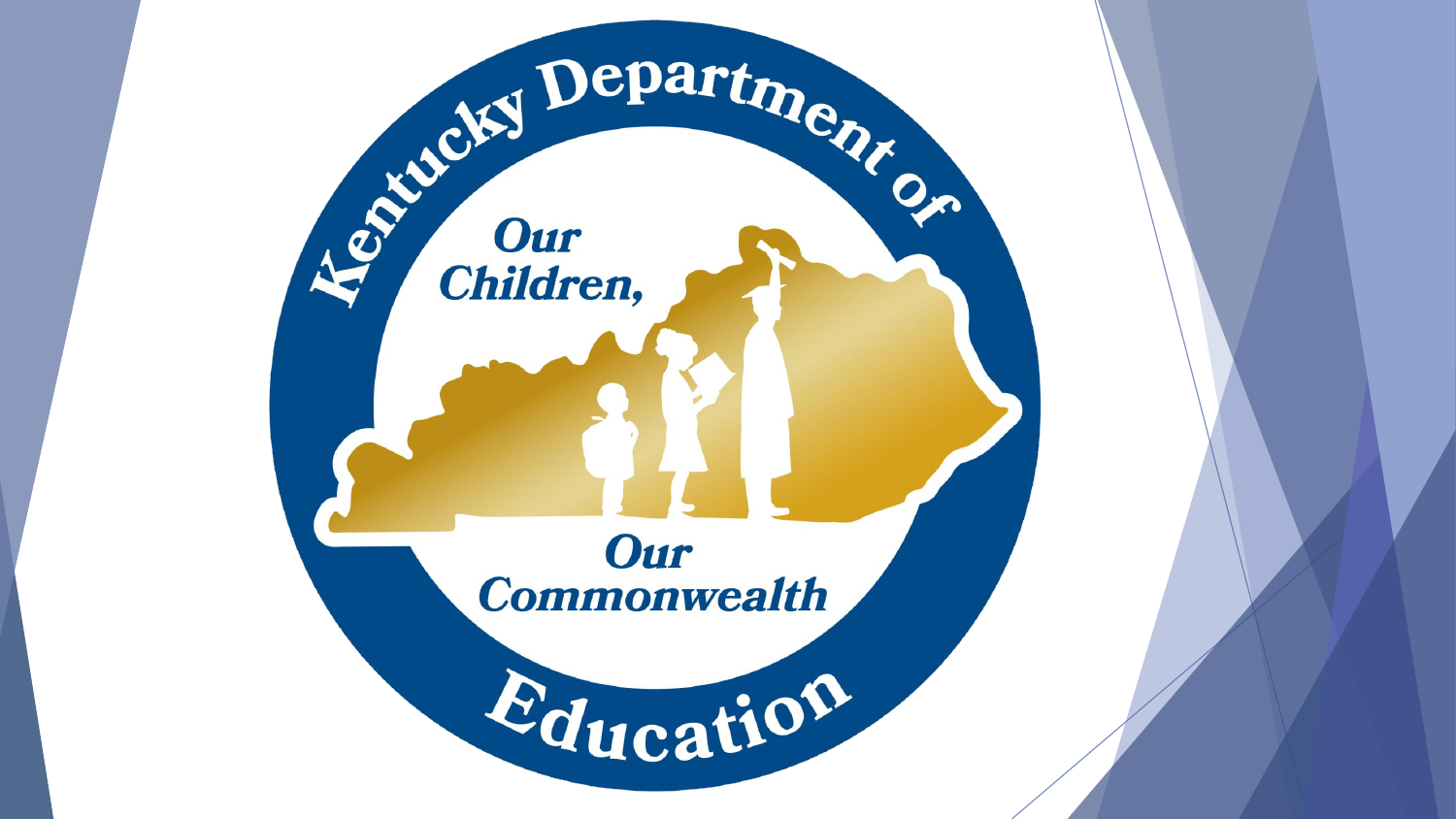Kentucky Department of Education

Our Children, Our Commonwealth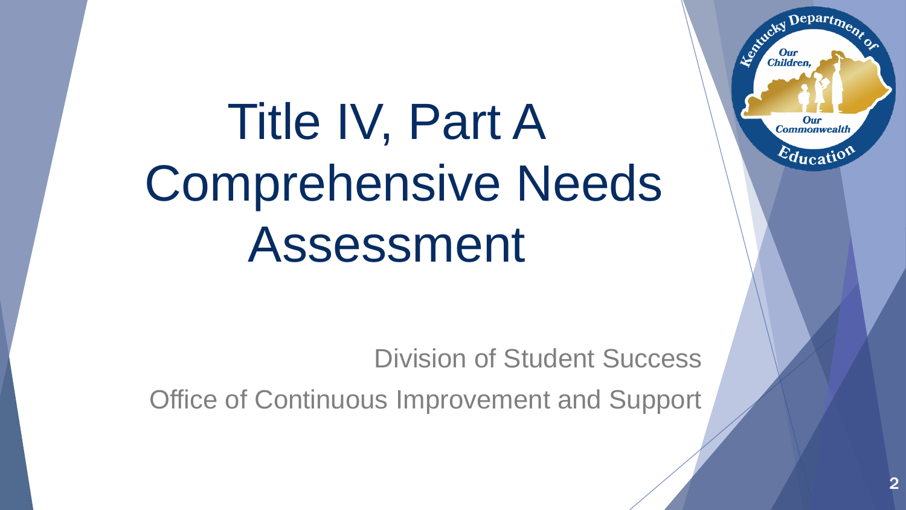# Title IV, Part A Comprehensive Needs Assessment

Division of Student Success

Office of Continuous Improvement and Support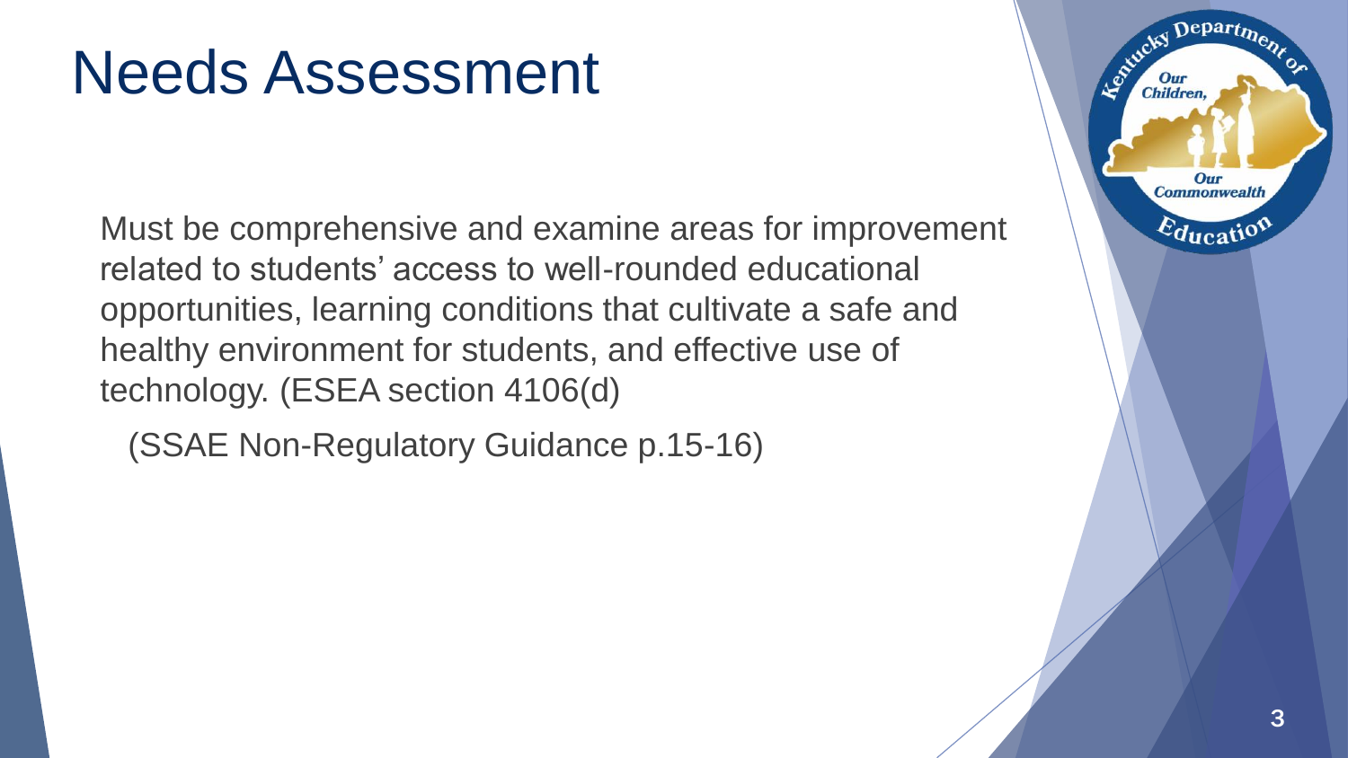# Needs Assessment

Must be comprehensive and examine areas for improvement related to students' access to well-rounded educational opportunities, learning conditions that cultivate a safe and healthy environment for students, and effective use of technology. (ESEA section 4106(d)

(SSAE Non-Regulatory Guidance p.15-16)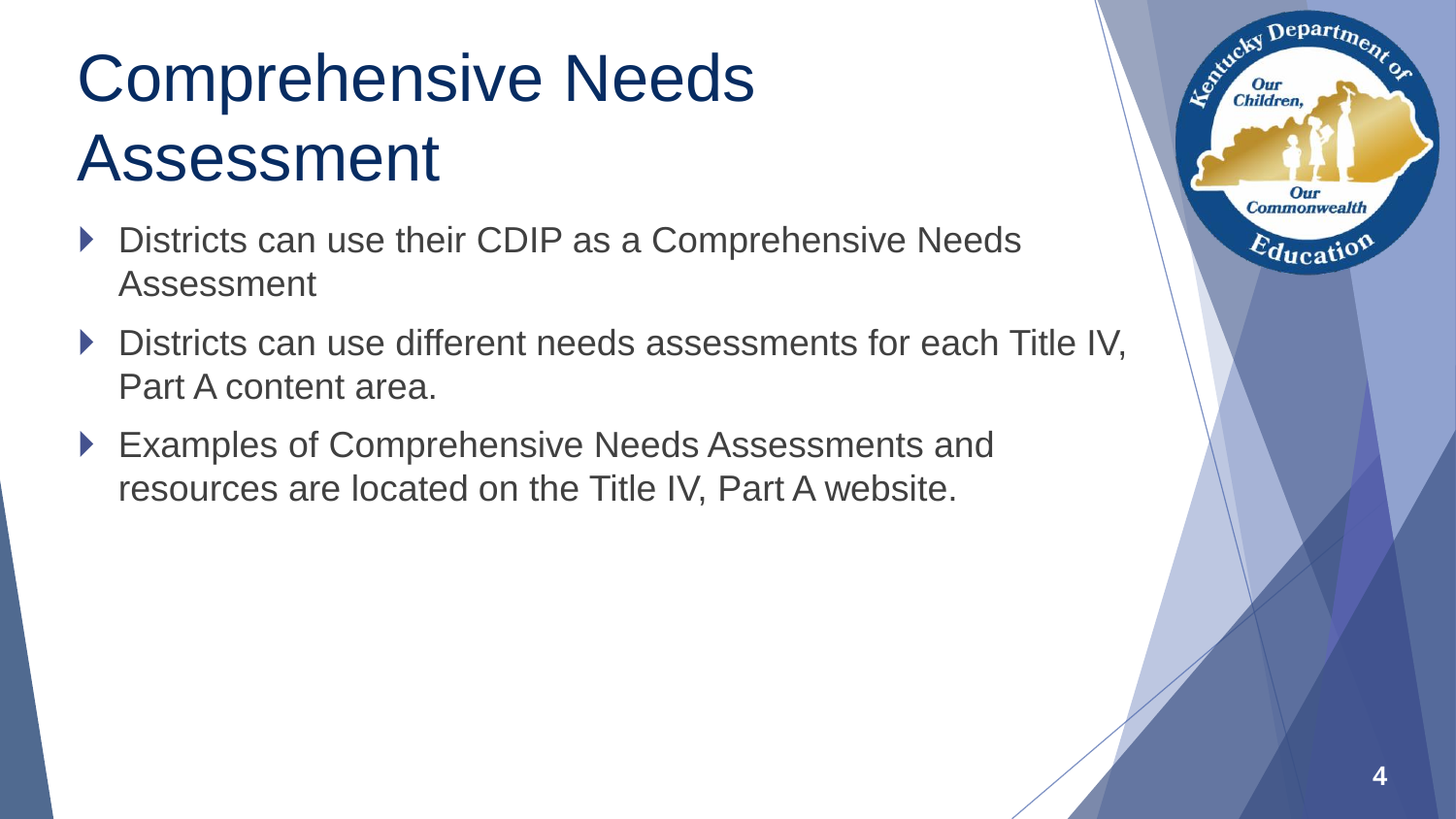# Comprehensive Needs Assessment

- Districts can use their CDIP as a Comprehensive Needs Assessment
- Districts can use different needs assessments for each Title IV, Part A content area.
- Examples of Comprehensive Needs Assessments and resources are located on the Title IV, Part A website.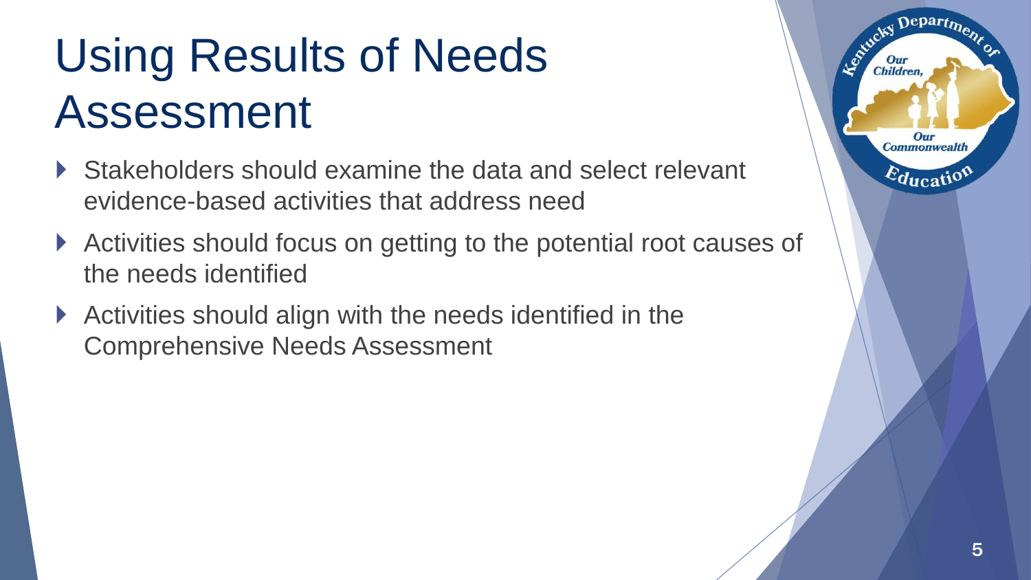# Using Results of Needs Assessment

- Stakeholders should examine the data and select relevant evidence-based activities that address need
- Activities should focus on getting to the potential root causes of the needs identified
- Activities should align with the needs identified in the Comprehensive Needs Assessment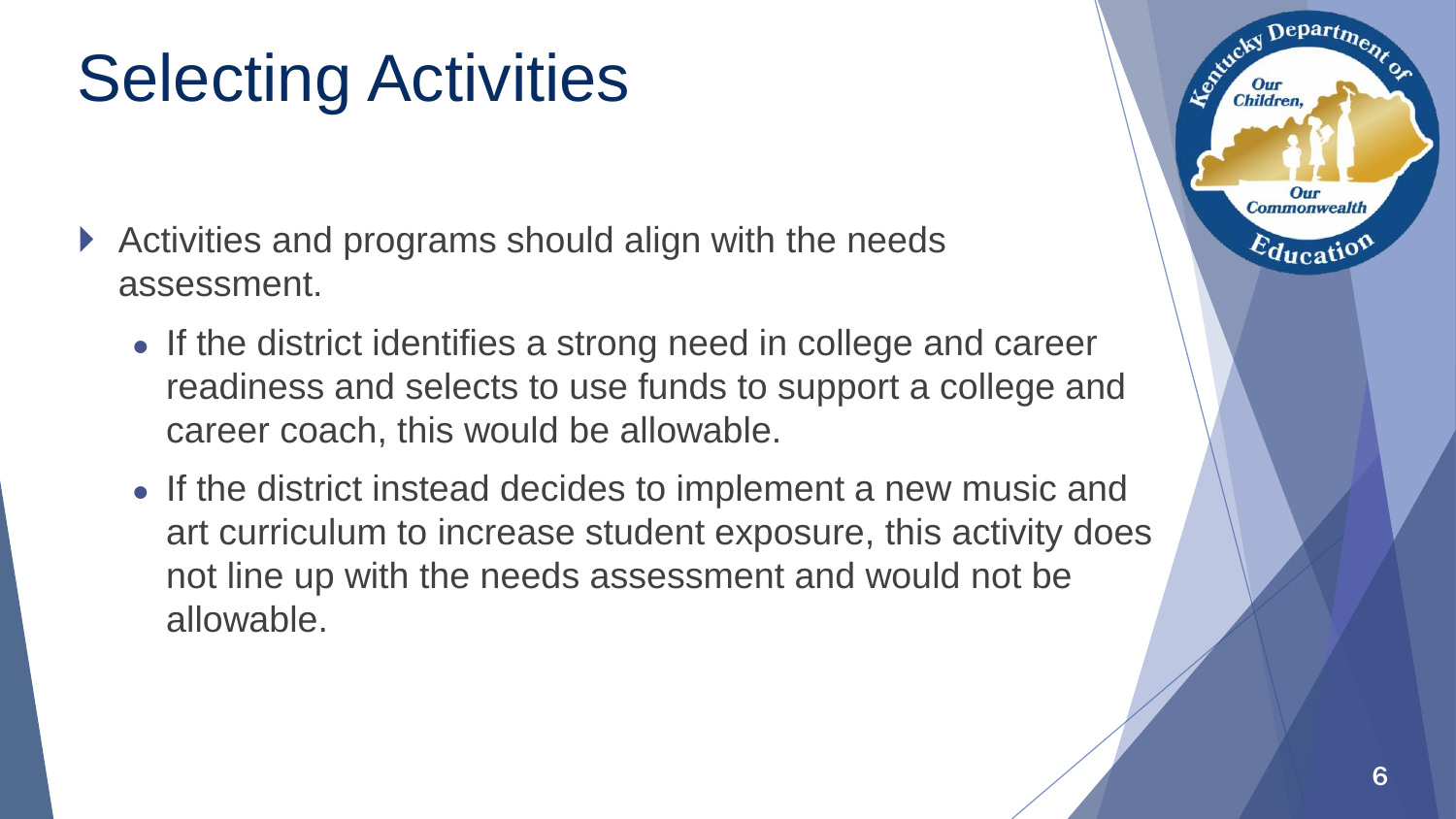# Selecting Activities

- Activities and programs should align with the needs assessment.
  - If the district identifies a strong need in college and career readiness and selects to use funds to support a college and career coach, this would be allowable.
  - If the district instead decides to implement a new music and art curriculum to increase student exposure, this activity does not line up with the needs assessment and would not be allowable.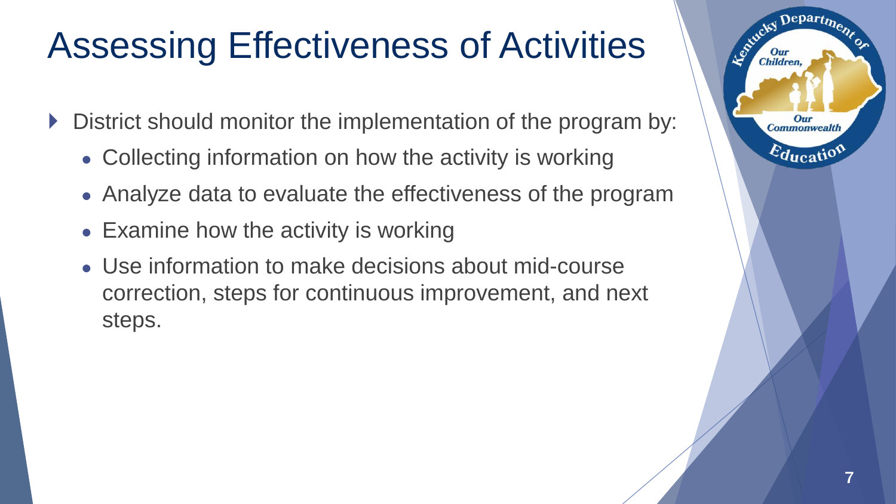# Assessing Effectiveness of Activities

- District should monitor the implementation of the program by:
  - Collecting information on how the activity is working
  - Analyze data to evaluate the effectiveness of the program
  - Examine how the activity is working
  - Use information to make decisions about mid-course correction, steps for continuous improvement, and next steps.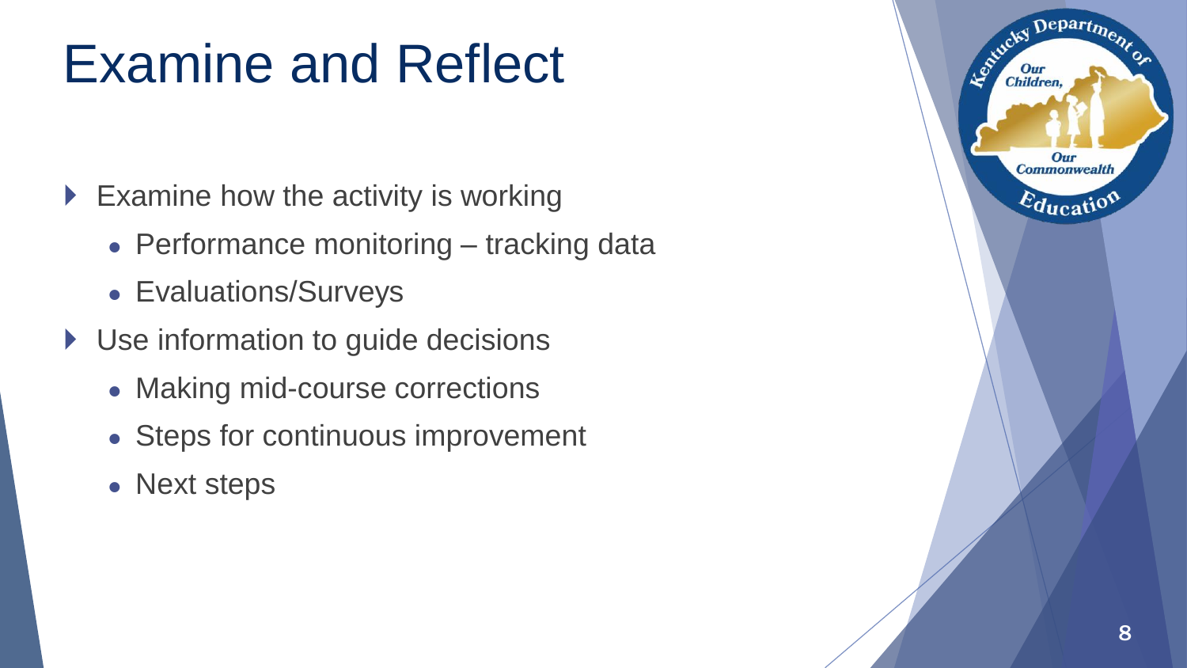# Examine and Reflect

- Examine how the activity is working
  - Performance monitoring – tracking data
  - Evaluations/Surveys
- Use information to guide decisions
  - Making mid-course corrections
  - Steps for continuous improvement
  - Next steps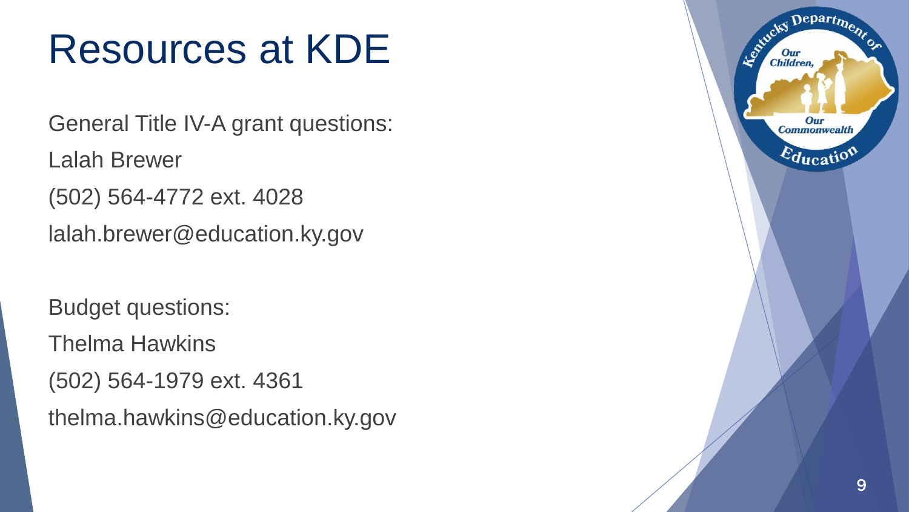# Resources at KDE

General Title IV-A grant questions:

Lalah Brewer

(502) 564-4772 ext. 4028

lalah.brewer@education.ky.gov

Budget questions:

Thelma Hawkins

(502) 564-1979 ext. 4361

thelma.hawkins@education.ky.gov